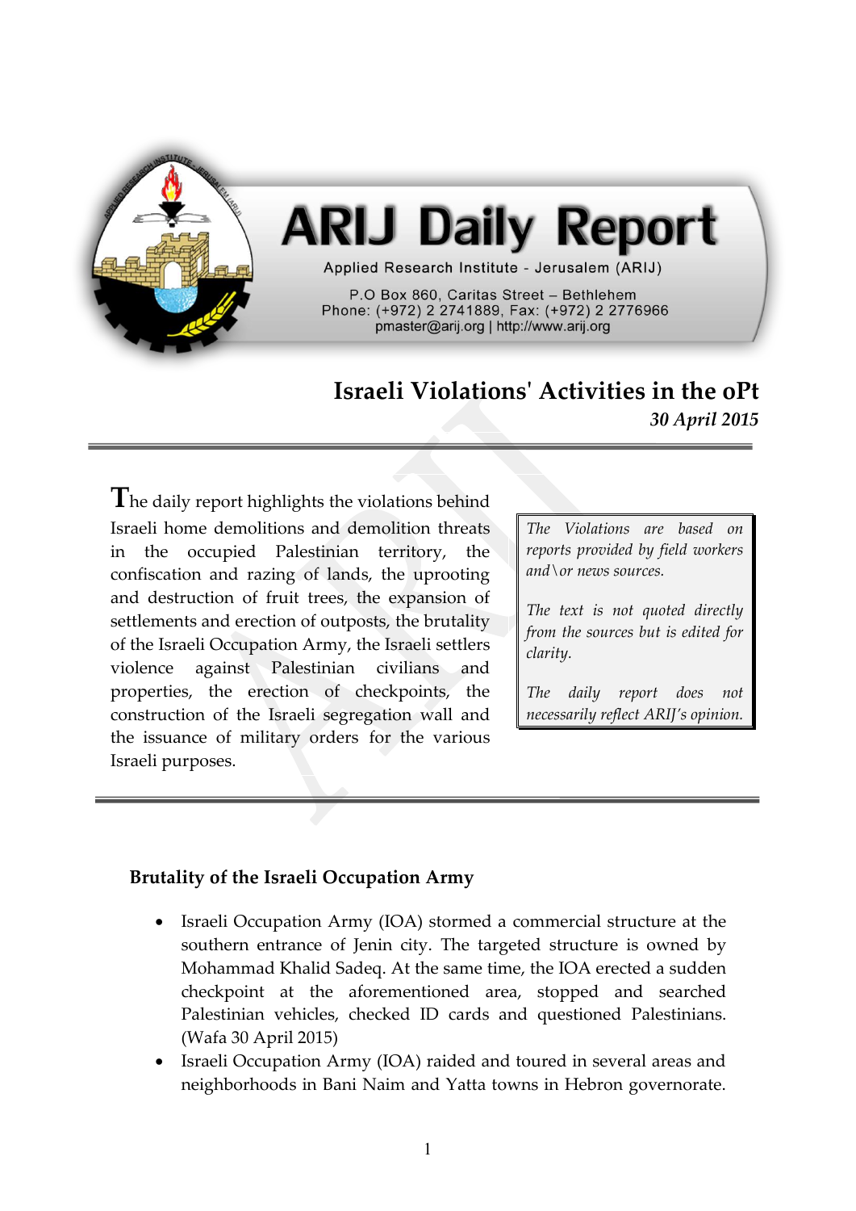# ARIJ Daily Report

Applied Research Institute - Jerusalem (ARIJ)

P.O Box 860, Caritas Street – Bethlehem
Phone: (+972) 2 2741889, Fax: (+972) 2 2776966
pmaster@arij.org | http://www.arij.org

## Israeli Violations' Activities in the oPt

*30 April 2015*

The daily report highlights the violations behind Israeli home demolitions and demolition threats in the occupied Palestinian territory, the confiscation and razing of lands, the uprooting and destruction of fruit trees, the expansion of settlements and erection of outposts, the brutality of the Israeli Occupation Army, the Israeli settlers violence against Palestinian civilians and properties, the erection of checkpoints, the construction of the Israeli segregation wall and the issuance of military orders for the various Israeli purposes.

*The Violations are based on reports provided by field workers and\or news sources.*

*The text is not quoted directly from the sources but is edited for clarity.*

*The daily report does not necessarily reflect ARIJ's opinion.*

### Brutality of the Israeli Occupation Army

- Israeli Occupation Army (IOA) stormed a commercial structure at the southern entrance of Jenin city. The targeted structure is owned by Mohammad Khalid Sadeq. At the same time, the IOA erected a sudden checkpoint at the aforementioned area, stopped and searched Palestinian vehicles, checked ID cards and questioned Palestinians. (Wafa 30 April 2015)
- Israeli Occupation Army (IOA) raided and toured in several areas and neighborhoods in Bani Naim and Yatta towns in Hebron governorate.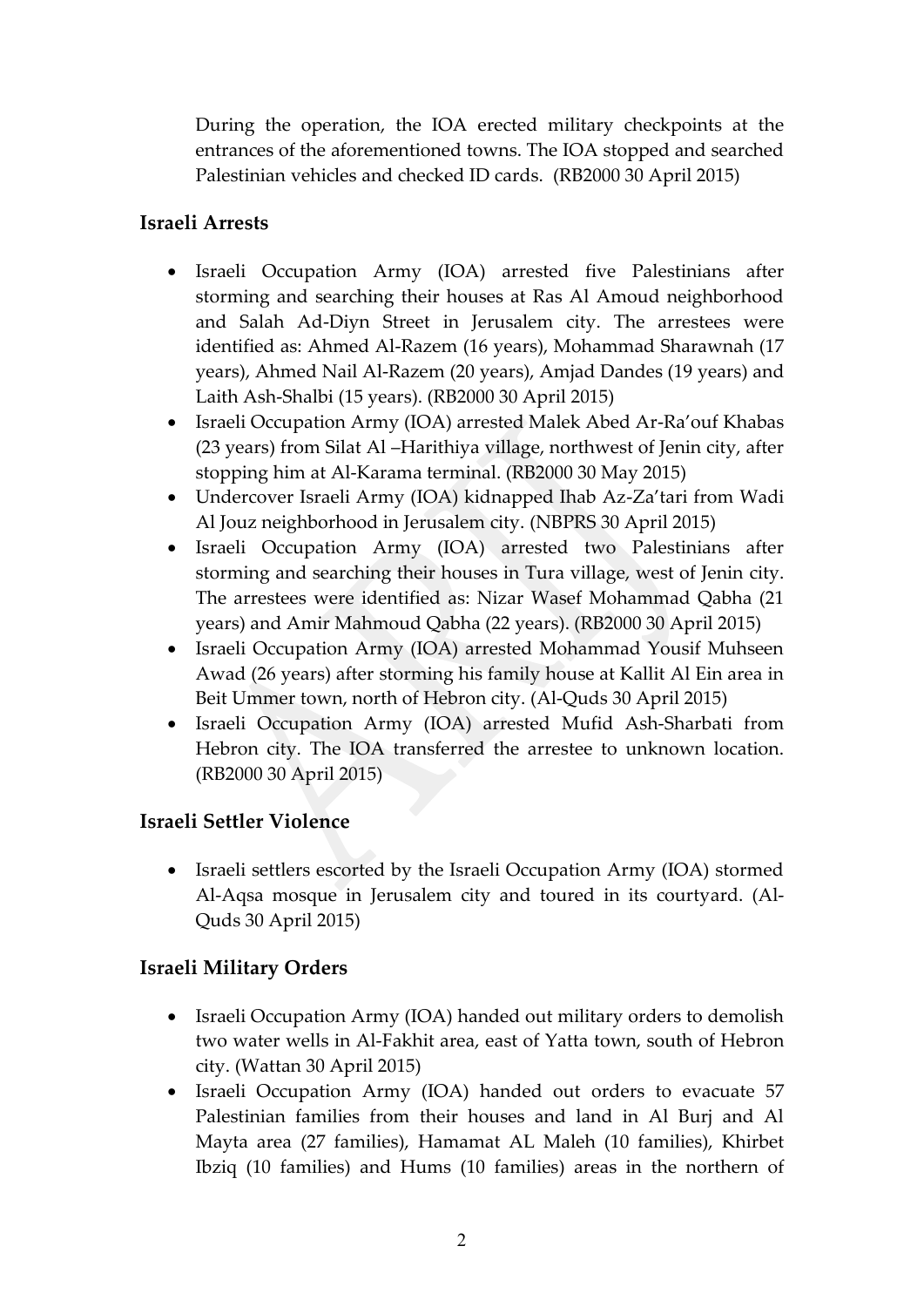During the operation, the IOA erected military checkpoints at the entrances of the aforementioned towns. The IOA stopped and searched Palestinian vehicles and checked ID cards. (RB2000 30 April 2015)

## Israeli Arrests

- Israeli Occupation Army (IOA) arrested five Palestinians after storming and searching their houses at Ras Al Amoud neighborhood and Salah Ad-Diyn Street in Jerusalem city. The arrestees were identified as: Ahmed Al-Razem (16 years), Mohammad Sharawnah (17 years), Ahmed Nail Al-Razem (20 years), Amjad Dandes (19 years) and Laith Ash-Shalbi (15 years). (RB2000 30 April 2015)
- Israeli Occupation Army (IOA) arrested Malek Abed Ar-Ra'ouf Khabas (23 years) from Silat Al –Harithiya village, northwest of Jenin city, after stopping him at Al-Karama terminal. (RB2000 30 May 2015)
- Undercover Israeli Army (IOA) kidnapped Ihab Az-Za'tari from Wadi Al Jouz neighborhood in Jerusalem city. (NBPRS 30 April 2015)
- Israeli Occupation Army (IOA) arrested two Palestinians after storming and searching their houses in Tura village, west of Jenin city. The arrestees were identified as: Nizar Wasef Mohammad Qabha (21 years) and Amir Mahmoud Qabha (22 years). (RB2000 30 April 2015)
- Israeli Occupation Army (IOA) arrested Mohammad Yousif Muhseen Awad (26 years) after storming his family house at Kallit Al Ein area in Beit Ummer town, north of Hebron city. (Al-Quds 30 April 2015)
- Israeli Occupation Army (IOA) arrested Mufid Ash-Sharbati from Hebron city. The IOA transferred the arrestee to unknown location. (RB2000 30 April 2015)

## Israeli Settler Violence

- Israeli settlers escorted by the Israeli Occupation Army (IOA) stormed Al-Aqsa mosque in Jerusalem city and toured in its courtyard. (Al-Quds 30 April 2015)

## Israeli Military Orders

- Israeli Occupation Army (IOA) handed out military orders to demolish two water wells in Al-Fakhit area, east of Yatta town, south of Hebron city. (Wattan 30 April 2015)
- Israeli Occupation Army (IOA) handed out orders to evacuate 57 Palestinian families from their houses and land in Al Burj and Al Mayta area (27 families), Hamamat AL Maleh (10 families), Khirbet Ibziq (10 families) and Hums (10 families) areas in the northern of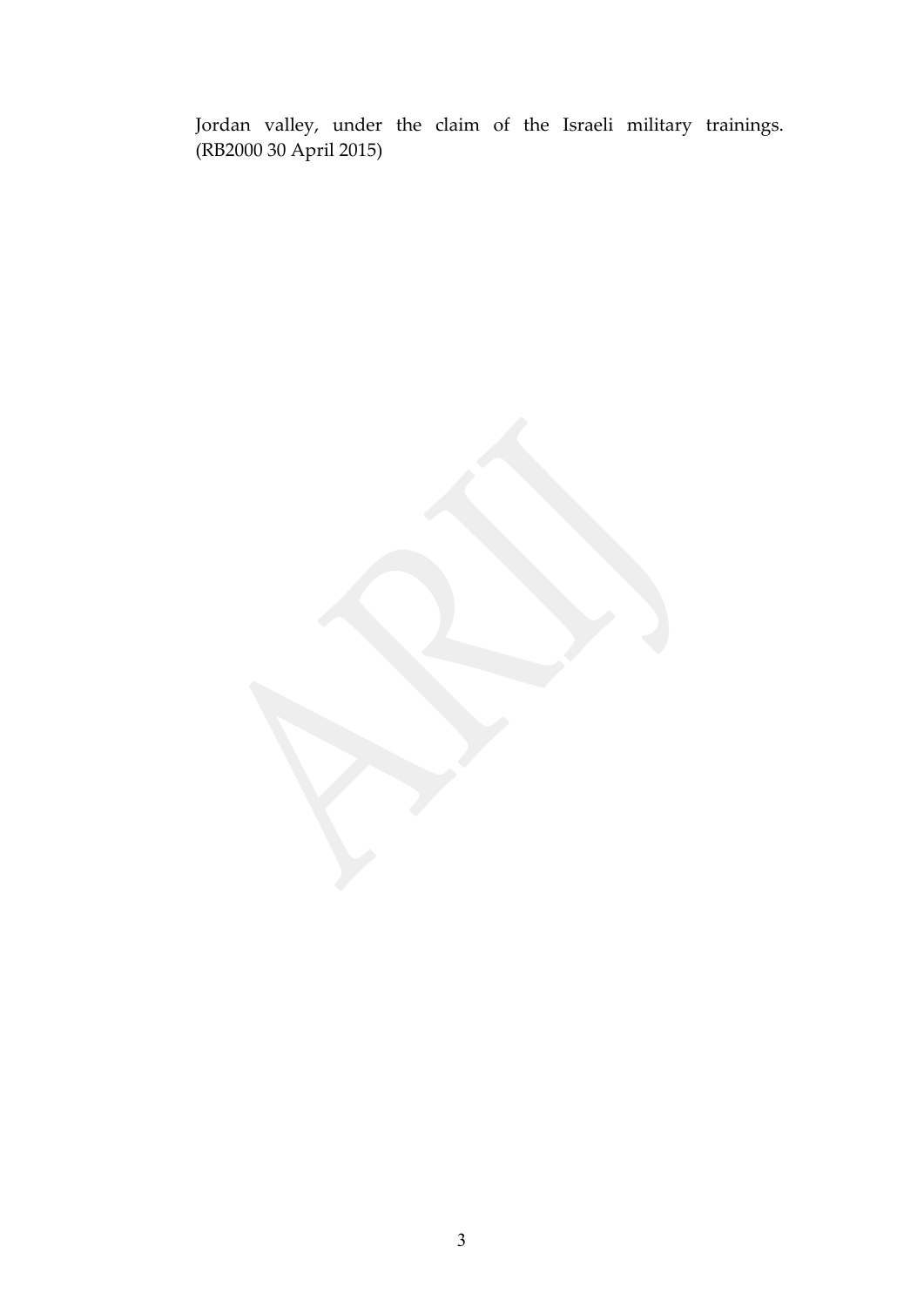Jordan valley, under the claim of the Israeli military trainings. (RB2000 30 April 2015)